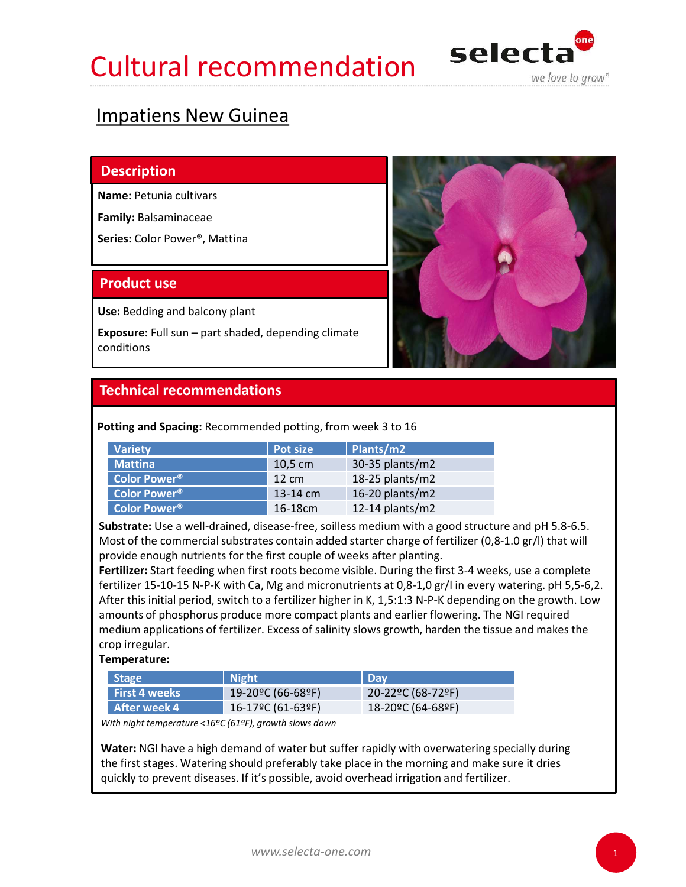# Cultural recommendation

## Impatiens New Guinea

### Description

**Name:** Petunia cultivars

**Family:** Balsaminaceae

**Series:** Color Power®, Mattina

### Product use

**Use:** Bedding and balcony plant

**Exposure:** Full sun – part shaded, depending climate conditions

### Technical recommendations

**Potting and Spacing:** Recommended potting, from week 3 to 16

| Variety | Pot size | Plants/m2 |
|---|---|---|
| Mattina | 10,5 cm | 30-35 plants/m2 |
| Color Power® | 12 cm | 18-25 plants/m2 |
| Color Power® | 13-14 cm | 16-20 plants/m2 |
| Color Power® | 16-18cm | 12-14 plants/m2 |

**Substrate:** Use a well-drained, disease-free, soilless medium with a good structure and pH 5.8-6.5. Most of the commercial substrates contain added starter charge of fertilizer (0,8-1.0 gr/l) that will provide enough nutrients for the first couple of weeks after planting.

**Fertilizer:** Start feeding when first roots become visible. During the first 3-4 weeks, use a complete fertilizer 15-10-15 N-P-K with Ca, Mg and micronutrients at 0,8-1,0 gr/l in every watering. pH 5,5-6,2. After this initial period, switch to a fertilizer higher in K, 1,5:1:3 N-P-K depending on the growth. Low amounts of phosphorus produce more compact plants and earlier flowering. The NGI required medium applications of fertilizer. Excess of salinity slows growth, harden the tissue and makes the crop irregular.

**Temperature:**

| Stage | Night | Day |
|---|---|---|
| First 4 weeks | 19-20ºC (66-68ºF) | 20-22ºC (68-72ºF) |
| After week 4 | 16-17ºC (61-63ºF) | 18-20ºC (64-68ºF) |

*With night temperature <16ºC (61ºF), growth slows down*

**Water:** NGI have a high demand of water but suffer rapidly with overwatering specially during the first stages. Watering should preferably take place in the morning and make sure it dries quickly to prevent diseases. If it's possible, avoid overhead irrigation and fertilizer.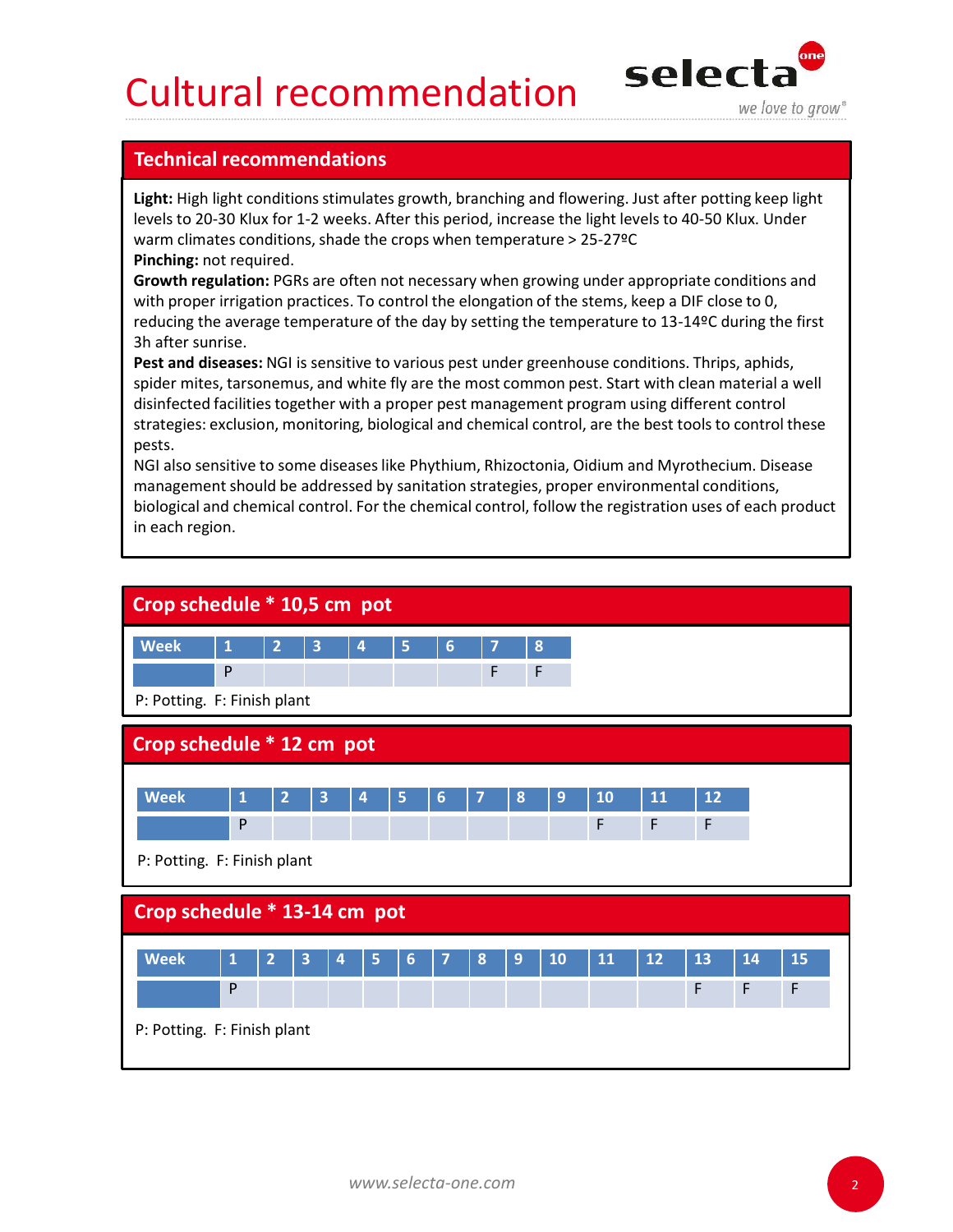# Cultural recommendation

## Technical recommendations

**Light:** High light conditions stimulates growth, branching and flowering. Just after potting keep light levels to 20-30 Klux for 1-2 weeks. After this period, increase the light levels to 40-50 Klux. Under warm climates conditions, shade the crops when temperature > 25-27ºC

**Pinching:** not required.

**Growth regulation:** PGRs are often not necessary when growing under appropriate conditions and with proper irrigation practices. To control the elongation of the stems, keep a DIF close to 0, reducing the average temperature of the day by setting the temperature to 13-14ºC during the first 3h after sunrise.

**Pest and diseases:** NGI is sensitive to various pest under greenhouse conditions. Thrips, aphids, spider mites, tarsonemus, and white fly are the most common pest. Start with clean material a well disinfected facilities together with a proper pest management program using different control strategies: exclusion, monitoring, biological and chemical control, are the best tools to control these pests.

NGI also sensitive to some diseases like Phythium, Rhizoctonia, Oidium and Myrothecium. Disease management should be addressed by sanitation strategies, proper environmental conditions, biological and chemical control. For the chemical control, follow the registration uses of each product in each region.

## Crop schedule * 10,5 cm pot

| Week | 1 | 2 | 3 | 4 | 5 | 6 | 7 | 8 |
|---|---|---|---|---|---|---|---|---|
| | P | | | | | | F | F |

P: Potting. F: Finish plant

## Crop schedule * 12 cm pot

| Week | 1 | 2 | 3 | 4 | 5 | 6 | 7 | 8 | 9 | 10 | 11 | 12 |
|---|---|---|---|---|---|---|---|---|---|---|---|---|
| | P | | | | | | | | | F | F | F |

P: Potting. F: Finish plant

## Crop schedule * 13-14 cm pot

| Week | 1 | 2 | 3 | 4 | 5 | 6 | 7 | 8 | 9 | 10 | 11 | 12 | 13 | 14 | 15 |
|---|---|---|---|---|---|---|---|---|---|---|---|---|---|---|---|
| | P | | | | | | | | | | | | F | F | F |

P: Potting. F: Finish plant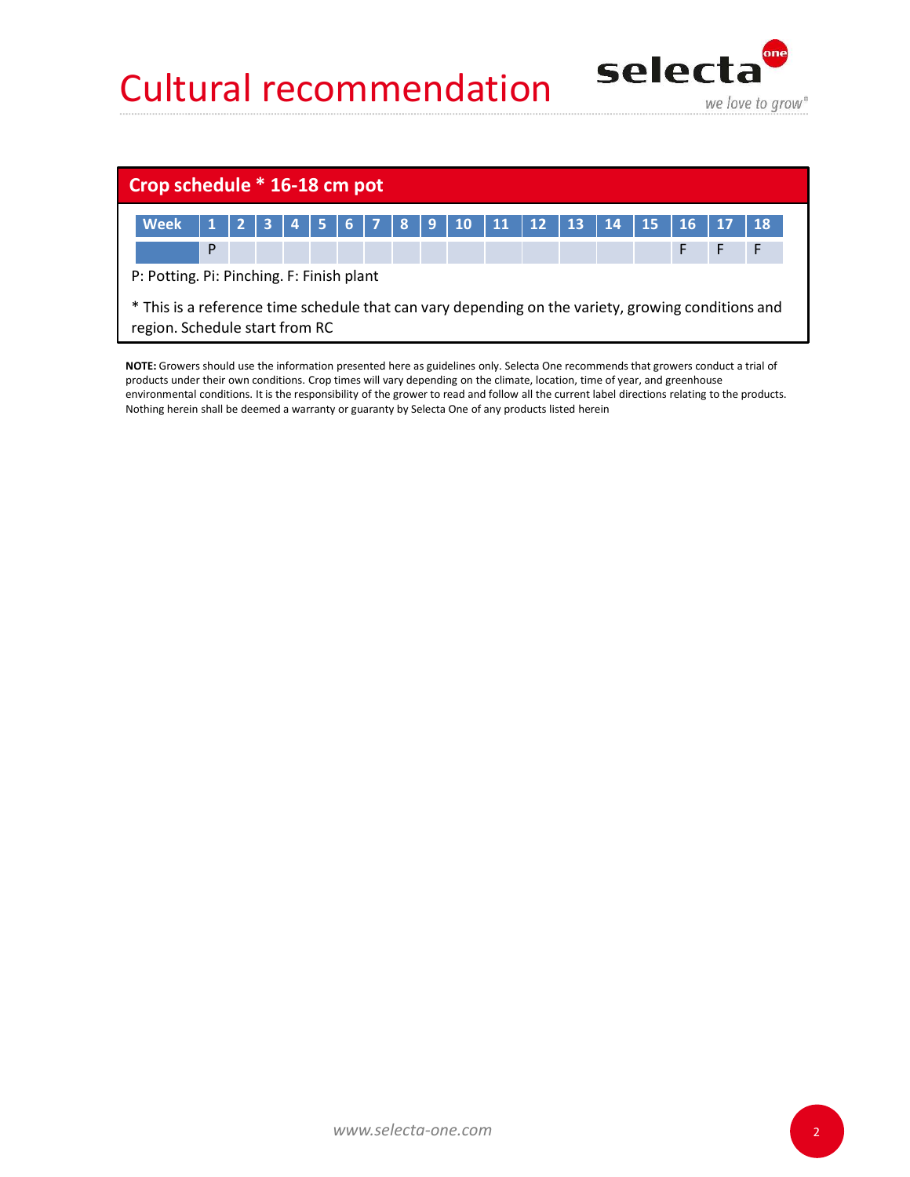# Cultural recommendation

## Crop schedule * 16-18 cm pot

| Week | 1 | 2 | 3 | 4 | 5 | 6 | 7 | 8 | 9 | 10 | 11 | 12 | 13 | 14 | 15 | 16 | 17 | 18 |
|---|---|---|---|---|---|---|---|---|---|---|---|---|---|---|---|---|---|---|
| | P | | | | | | | | | | | | | | | F | F | F |

P: Potting. Pi: Pinching. F: Finish plant

* This is a reference time schedule that can vary depending on the variety, growing conditions and region. Schedule start from RC

**NOTE:** Growers should use the information presented here as guidelines only. Selecta One recommends that growers conduct a trial of products under their own conditions. Crop times will vary depending on the climate, location, time of year, and greenhouse environmental conditions. It is the responsibility of the grower to read and follow all the current label directions relating to the products. Nothing herein shall be deemed a warranty or guaranty by Selecta One of any products listed herein